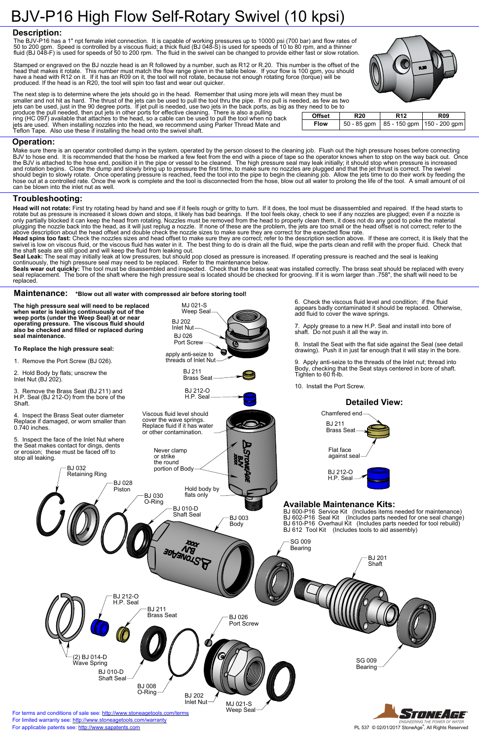# BJV-P16 High Flow Self-Rotary Swivel (10 kpsi)

## Description:

The BJV-P16 has a 1" npt female inlet connection. It is capable of working pressures up to 10000 psi (700 bar) and flow rates of 50 to 200 gpm. Speed is controlled by a viscous fluid; a thick fluid (BJ 048-S) is used for speeds of 10 to 80 rpm, and a thinner fluid (BJ 048-F) is used for speeds of 50 to 200 rpm. The fluid in the swivel can be changed to provide either fast or slow rotation.

Stamped or engraved on the BJ nozzle head is an R followed by a number, such as R12 or R.20. This number is the offset of the head that makes it rotate. This number must match the flow range given in the table below. If your flow is 100 gpm, you should have a head with R12 on it. If it has an R09 on it, the tool will not rotate, because not enough rotating force (torque) will be produced. If the head is an R20, the tool will spin too fast and wear out quicker.

The next step is to determine where the jets should go in the head. Remember that using more jets will mean they must be smaller and not hit as hard. The thrust of the jets can be used to pull the tool thru the pipe. If no pull is needed, as few as two jets can be used, just in the 90 degree ports. If jet pull is needed, use two jets in the back ports, as big as they need to be to produce the pull needed, then put jets in other ports for effective cleaning. There is also a pulling ring (HC 097) available that attaches to the head, so a cable can be used to pull the tool when no back jets are used. When installing nozzles into the head, we recommend using Parker Thread Mate and Teflon Tape. Also use these if installing the head onto the swivel shaft.

| Offset | R20 | R12 | R09 |
|---|---|---|---|
| Flow | 50 - 85 gpm | 85 - 150 gpm | 150 - 200 gpm |

## Operation:

Make sure there is an operator controlled dump in the system, operated by the person closest to the cleaning job. Flush out the high pressure hoses before connecting BJV to hose end. It is recommended that the hose be marked a few feet from the end with a piece of tape so the operator knows when to stop on the way back out. Once the BJV is attached to the hose end, position it in the pipe or vessel to be cleaned. The high pressure seal may leak initially; it should stop when pressure is increased and rotation begins. Close the dump and slowly bring up to pressure the first time, to make sure no nozzles are plugged and that the jet thrust is correct. The swivel should begin to slowly rotate. Once operating pressure is reached, feed the tool into the pipe to begin the cleaning job. Allow the jets time to do their work by feeding the hose out at a controlled rate. Once the work is complete and the tool is disconnected from the hose, blow out all water to prolong the life of the tool. A small amount of oil can be blown into the inlet nut as well.

## Troubleshooting:

**Head will not rotate:** First try rotating head by hand and see if it feels rough or gritty to turn. If it does, the tool must be disassembled and repaired. If the head starts to rotate but as pressure is increased it slows down and stops, it likely has bad bearings. If the tool feels okay, check to see if any nozzles are plugged; even if a nozzle is only partially blocked it can keep the head from rotating. Nozzles must be removed from the head to properly clean them, it does not do any good to poke the material plugging the nozzle back into the head, as it will just replug a nozzle. If none of these are the problem, the jets are too small or the head offset is not correct; refer to the above description about the head offset and double check the nozzle sizes to make sure they are correct for the expected flow rate.
**Head spins too fast:** Check the nozzles sizes and head offset to make sure they are correct; refer to the description section above. If these are correct, it is likely that the swivel is low on viscous fluid, or the viscous fluid has water in it. The best thing to do is drain all the fluid, wipe the parts clean and refill with the proper fluid. Check that the shaft seals are still good and will keep the fluid from leaking out.
**Seal Leak:** The seal may initially leak at low pressures, but should pop closed as pressure is increased. If operating pressure is reached and the seal is leaking continuously, the high pressure seal may need to be replaced. Refer to the maintenance below.
**Seals wear out quickly:** The tool must be disassembled and inspected. Check that the brass seat was installed correctly. The brass seat should be replaced with every seal replacement. The bore of the shaft where the high pressure seal is located should be checked for grooving. If it is worn larger than .758", the shaft will need to be replaced.

## Maintenance: *Blow out all water with compressed air before storing tool!*

**The high pressure seal will need to be replaced when water is leaking continuously out of the weep ports (under the Weep Seal) at or near operating pressure. The viscous fluid should also be checked and filled or replaced during seal maintenance.**

**To Replace the high pressure seal:**

1. Remove the Port Screw (BJ 026).
2. Hold Body by flats; unscrew the Inlet Nut (BJ 202).
3. Remove the Brass Seat (BJ 211) and H.P. Seal (BJ 212-O) from the bore of the Shaft.
4. Inspect the Brass Seat outer diameter Replace if damaged, or worn smaller than 0.740 inches.
5. Inspect the face of the Inlet Nut where the Seat makes contact for dings, dents or erosion; these must be faced off to stop all leaking.
6. Check the viscous fluid level and condition; if the fluid appears badly contaminated it should be replaced. Otherwise, add fluid to cover the wave springs.
7. Apply grease to a new H.P. Seal and install into bore of shaft. Do not push it all the way in.
8. Install the Seat with the flat side against the Seal (see detail drawing). Push it in just far enough that it will stay in the bore.
9. Apply anti-seize to the thread of the Inlet nut; thread into Body, checking that the Seat stays centered in bore of shaft. Tighten to 60 ft-lb.
10. Install the Port Screw.

MJ 021-S Weep Seal
BJ 202 Inlet Nut
BJ 026 Port Screw
apply anti-seize to threads of Inlet Nut
BJ 211 Brass Seat
BJ 212-O H.P. Seal
Viscous fluid level should cover the wave springs. Replace fluid if it has water or other contamination.
Never clamp or strike the round portion of Body
Hold body by flats only

### Detailed View:

Chamfered end
BJ 211 Brass Seat
Flat face against seal
BJ 212-O H.P. Seal

BJ 032 Retaining Ring
BJ 028 Piston
BJ 030 O-Ring
BJ 010-D Shaft Seal
BJ 003 Body
SG 009 Bearing
BJ 201 Shaft
BJ 212-O H.P. Seal
BJ 211 Brass Seat
BJ 026 Port Screw
(2) BJ 014-D Wave Spring
BJ 010-D Shaft Seal
BJ 008 O-Ring
BJ 202 Inlet Nut
MJ 021-S Weep Seal
SG 009 Bearing

### Available Maintenance Kits:

BJ 600-P16 Service Kit (Includes items needed for maintenance)
BJ 602-P16 Seal Kit (Includes parts needed for one seal change)
BJ 610-P16 Overhaul Kit (Includes parts needed for tool rebuild)
BJ 612 Tool Kit (Includes tools to aid assembly)

For terms and conditions of sale see: http://www.stoneagetools.com/terms
For limited warranty see: http://www.stoneagetools.com/warranty
For applicable patents see: http://www.sapatents.com

PL 537 © 02/01/2017 StoneAge®, All Rights Reserved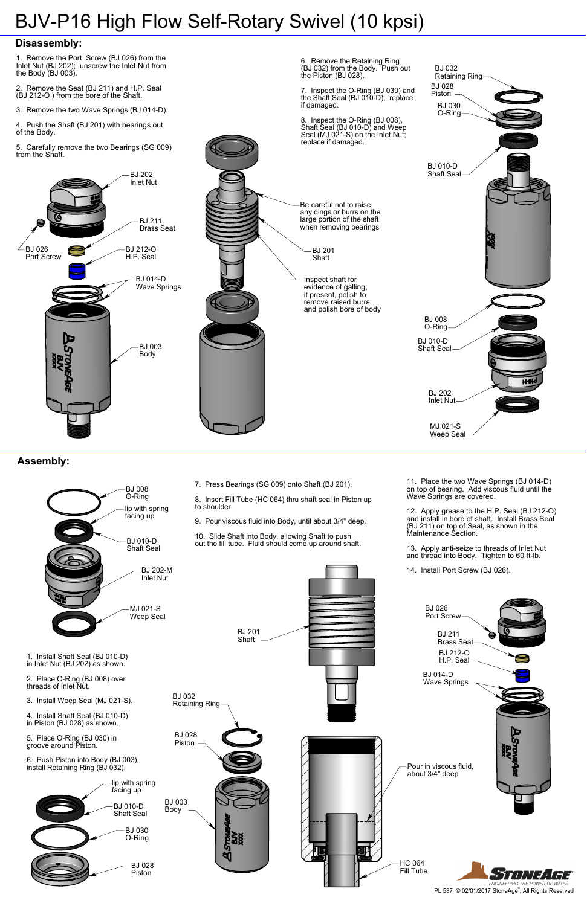# BJV-P16 High Flow Self-Rotary Swivel (10 kpsi)

## Disassembly:

1. Remove the Port Screw (BJ 026) from the Inlet Nut (BJ 202); unscrew the Inlet Nut from the Body (BJ 003).
2. Remove the Seat (BJ 211) and H.P. Seal (BJ 212-O ) from the bore of the Shaft.
3. Remove the two Wave Springs (BJ 014-D).
4. Push the Shaft (BJ 201) with bearings out of the Body.
5. Carefully remove the two Bearings (SG 009) from the Shaft.
6. Remove the Retaining Ring (BJ 032) from the Body. Push out the Piston (BJ 028).
7. Inspect the O-Ring (BJ 030) and the Shaft Seal (BJ 010-D); replace if damaged.
8. Inspect the O-Ring (BJ 008), Shaft Seal (BJ 010-D) and Weep Seal (MJ 021-S) on the Inlet Nut; replace if damaged.

BJ 202
Inlet Nut

BJ 211
Brass Seat

BJ 026
Port Screw

BJ 212-O
H.P. Seal

BJ 014-D
Wave Springs

BJ 003
Body

Be careful not to raise any dings or burrs on the large portion of the shaft when removing bearings

BJ 201
Shaft

Inspect shaft for evidence of galling; if present, polish to remove raised burrs and polish bore of body

BJ 032
Retaining Ring

BJ 028
Piston

BJ 030
O-Ring

BJ 010-D
Shaft Seal

BJ 008
O-Ring

BJ 010-D
Shaft Seal

BJ 202
Inlet Nut

MJ 021-S
Weep Seal

## Assembly:

BJ 008
O-Ring

lip with spring facing up

BJ 010-D
Shaft Seal

BJ 202-M
Inlet Nut

MJ 021-S
Weep Seal

1. Install Shaft Seal (BJ 010-D) in Inlet Nut (BJ 202) as shown.
2. Place O-Ring (BJ 008) over threads of Inlet Nut.
3. Install Weep Seal (MJ 021-S).
4. Install Shaft Seal (BJ 010-D) in Piston (BJ 028) as shown.
5. Place O-Ring (BJ 030) in groove around Piston.
6. Push Piston into Body (BJ 003), install Retaining Ring (BJ 032).
7. Press Bearings (SG 009) onto Shaft (BJ 201).
8. Insert Fill Tube (HC 064) thru shaft seal in Piston up to shoulder.
9. Pour viscous fluid into Body, until about 3/4" deep.
10. Slide Shaft into Body, allowing Shaft to push out the fill tube. Fluid should come up around shaft.
11. Place the two Wave Springs (BJ 014-D) on top of bearing. Add viscous fluid until the Wave Springs are covered.
12. Apply grease to the H.P. Seal (BJ 212-O) and install in bore of shaft. Install Brass Seat (BJ 211) on top of Seal, as shown in the Maintenance Section.
13. Apply anti-seize to threads of Inlet Nut and thread into Body. Tighten to 60 ft-lb.
14. Install Port Screw (BJ 026).

lip with spring facing up

BJ 010-D
Shaft Seal

BJ 030
O-Ring

BJ 028
Piston

BJ 032
Retaining Ring

BJ 028
Piston

BJ 003
Body

BJ 201
Shaft

Pour in viscous fluid, about 3/4" deep

HC 064
Fill Tube

BJ 026
Port Screw

BJ 211
Brass Seat

BJ 212-O
H.P. Seal

BJ 014-D
Wave Springs

PL 537 © 02/01/2017 StoneAge®, All Rights Reserved